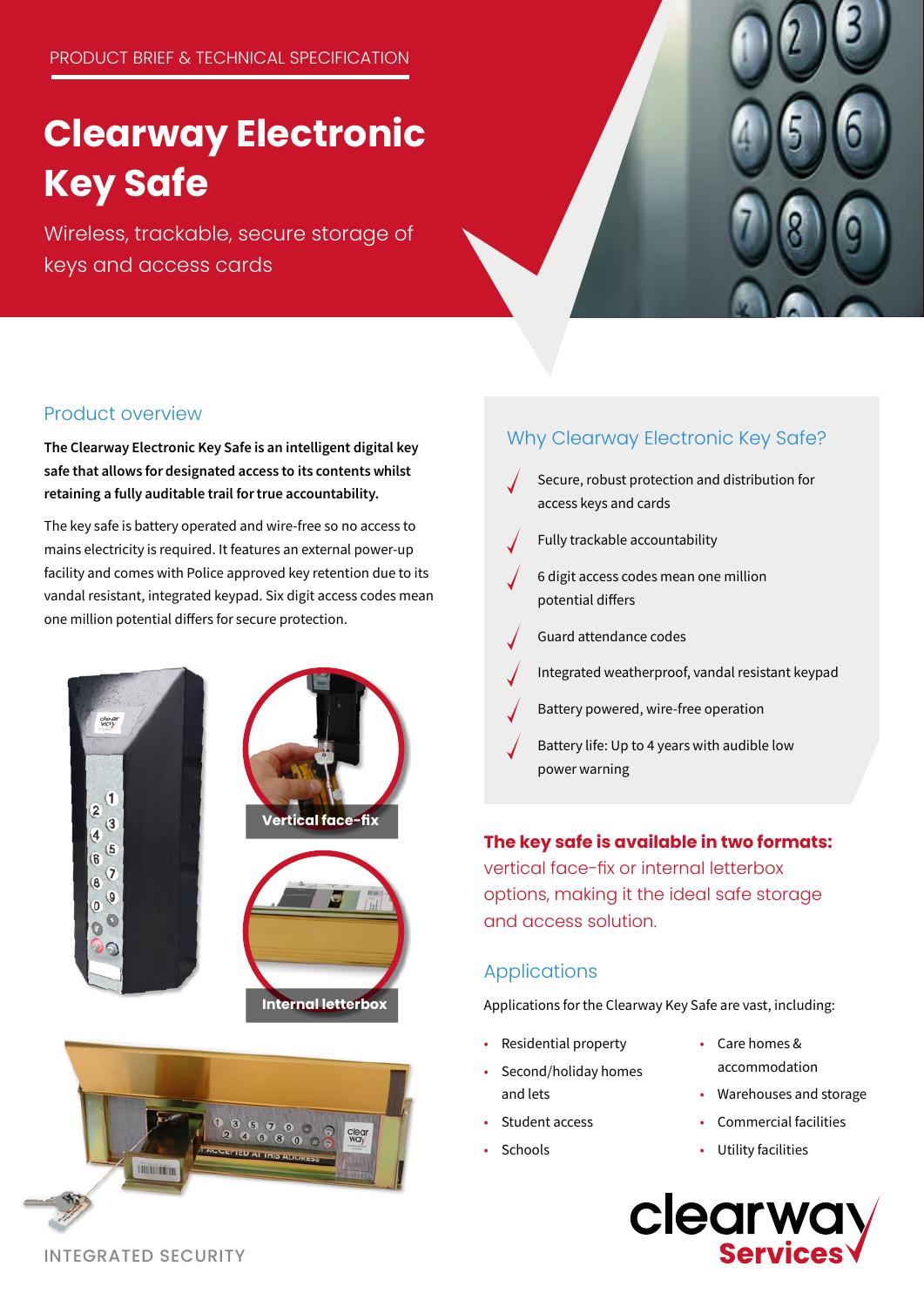PRODUCT BRIEF & TECHNICAL SPECIFICATION

# Clearway Electronic Key Safe

Wireless, trackable, secure storage of keys and access cards

## Product overview

**The Clearway Electronic Key Safe is an intelligent digital key safe that allows for designated access to its contents whilst retaining a fully auditable trail for true accountability.**

The key safe is battery operated and wire-free so no access to mains electricity is required. It features an external power-up facility and comes with Police approved key retention due to its vandal resistant, integrated keypad. Six digit access codes mean one million potential differs for secure protection.

Vertical face-fix

Internal letterbox

## Why Clearway Electronic Key Safe?

- Secure, robust protection and distribution for access keys and cards
- Fully trackable accountability
- 6 digit access codes mean one million potential differs
- Guard attendance codes
- Integrated weatherproof, vandal resistant keypad
- Battery powered, wire-free operation
- Battery life: Up to 4 years with audible low power warning

**The key safe is available in two formats:** vertical face-fix or internal letterbox options, making it the ideal safe storage and access solution.

## Applications

Applications for the Clearway Key Safe are vast, including:

- Residential property
- Second/holiday homes and lets
- Student access
- Schools
- Care homes & accommodation
- Warehouses and storage
- Commercial facilities
- Utility facilities

INTEGRATED SECURITY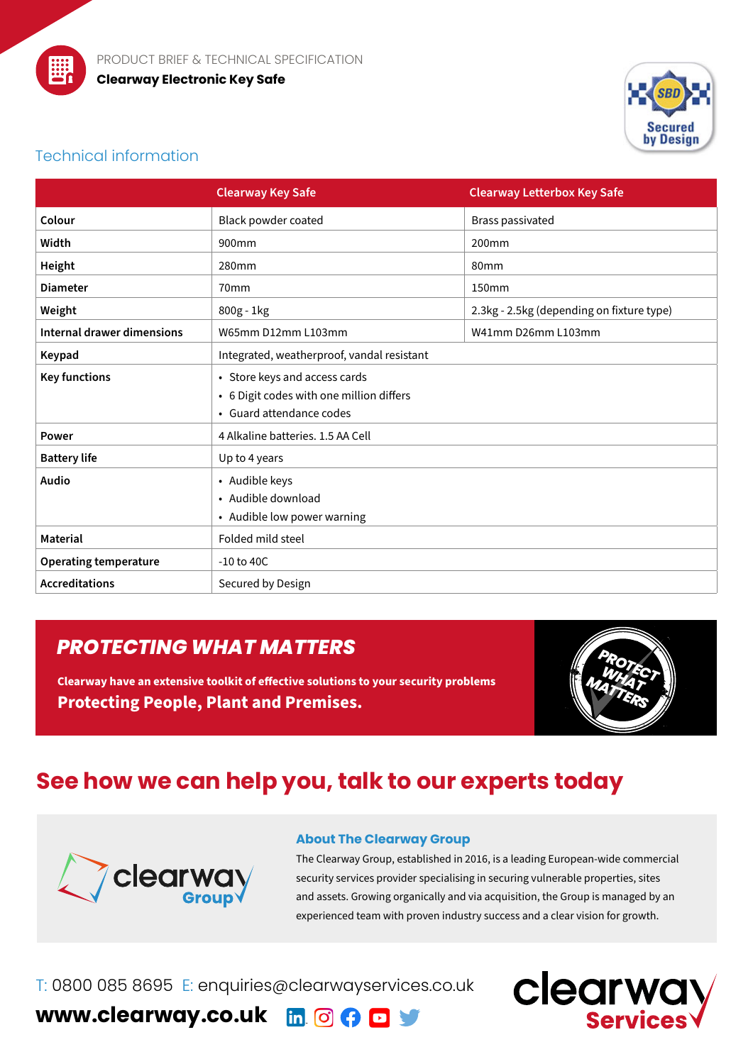PRODUCT BRIEF & TECHNICAL SPECIFICATION

**Clearway Electronic Key Safe**

## Technical information

| | Clearway Key Safe | Clearway Letterbox Key Safe |
|---|---|---|
| **Colour** | Black powder coated | Brass passivated |
| **Width** | 900mm | 200mm |
| **Height** | 280mm | 80mm |
| **Diameter** | 70mm | 150mm |
| **Weight** | 800g - 1kg | 2.3kg - 2.5kg (depending on fixture type) |
| **Internal drawer dimensions** | W65mm D12mm L103mm | W41mm D26mm L103mm |
| **Keypad** | Integrated, weatherproof, vandal resistant | |
| **Key functions** | • Store keys and access cards<br>• 6 Digit codes with one million differs<br>• Guard attendance codes | |
| **Power** | 4 Alkaline batteries. 1.5 AA Cell | |
| **Battery life** | Up to 4 years | |
| **Audio** | • Audible keys<br>• Audible download<br>• Audible low power warning | |
| **Material** | Folded mild steel | |
| **Operating temperature** | -10 to 40C | |
| **Accreditations** | Secured by Design | |

## *PROTECTING WHAT MATTERS*

**Clearway have an extensive toolkit of effective solutions to your security problems**

**Protecting People, Plant and Premises.**

## See how we can help you, talk to our experts today

### About The Clearway Group

The Clearway Group, established in 2016, is a leading European-wide commercial security services provider specialising in securing vulnerable properties, sites and assets. Growing organically and via acquisition, the Group is managed by an experienced team with proven industry success and a clear vision for growth.

T: 0800 085 8695 E: enquiries@clearwayservices.co.uk

**www.clearway.co.uk**